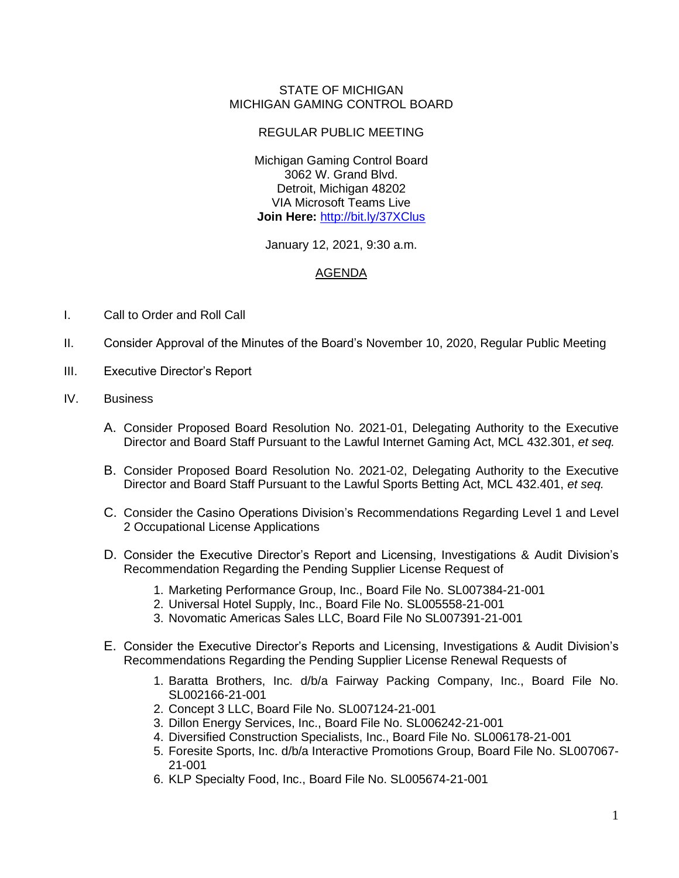STATE OF MICHIGAN
MICHIGAN GAMING CONTROL BOARD

REGULAR PUBLIC MEETING

Michigan Gaming Control Board
3062 W. Grand Blvd.
Detroit, Michigan 48202
VIA Microsoft Teams Live
**Join Here:** http://bit.ly/37XClus

January 12, 2021, 9:30 a.m.

# AGENDA

I. Call to Order and Roll Call

II. Consider Approval of the Minutes of the Board's November 10, 2020, Regular Public Meeting

III. Executive Director's Report

IV. Business

A. Consider Proposed Board Resolution No. 2021-01, Delegating Authority to the Executive Director and Board Staff Pursuant to the Lawful Internet Gaming Act, MCL 432.301, *et seq.*

B. Consider Proposed Board Resolution No. 2021-02, Delegating Authority to the Executive Director and Board Staff Pursuant to the Lawful Sports Betting Act, MCL 432.401, *et seq.*

C. Consider the Casino Operations Division's Recommendations Regarding Level 1 and Level 2 Occupational License Applications

D. Consider the Executive Director's Report and Licensing, Investigations & Audit Division's Recommendation Regarding the Pending Supplier License Request of

1. Marketing Performance Group, Inc., Board File No. SL007384-21-001
2. Universal Hotel Supply, Inc., Board File No. SL005558-21-001
3. Novomatic Americas Sales LLC, Board File No SL007391-21-001

E. Consider the Executive Director's Reports and Licensing, Investigations & Audit Division's Recommendations Regarding the Pending Supplier License Renewal Requests of

1. Baratta Brothers, Inc. d/b/a Fairway Packing Company, Inc., Board File No. SL002166-21-001
2. Concept 3 LLC, Board File No. SL007124-21-001
3. Dillon Energy Services, Inc., Board File No. SL006242-21-001
4. Diversified Construction Specialists, Inc., Board File No. SL006178-21-001
5. Foresite Sports, Inc. d/b/a Interactive Promotions Group, Board File No. SL007067-21-001
6. KLP Specialty Food, Inc., Board File No. SL005674-21-001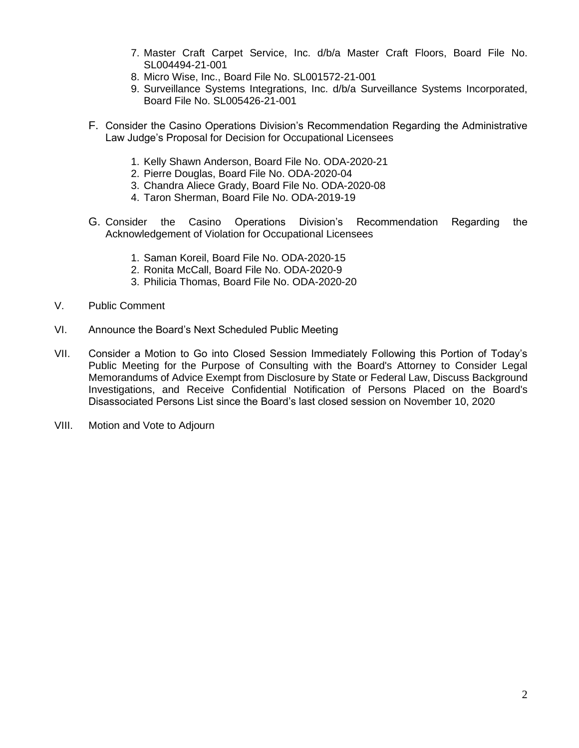7. Master Craft Carpet Service, Inc. d/b/a Master Craft Floors, Board File No. SL004494-21-001
8. Micro Wise, Inc., Board File No. SL001572-21-001
9. Surveillance Systems Integrations, Inc. d/b/a Surveillance Systems Incorporated, Board File No. SL005426-21-001

F. Consider the Casino Operations Division's Recommendation Regarding the Administrative Law Judge's Proposal for Decision for Occupational Licensees

1. Kelly Shawn Anderson, Board File No. ODA-2020-21
2. Pierre Douglas, Board File No. ODA-2020-04
3. Chandra Aliece Grady, Board File No. ODA-2020-08
4. Taron Sherman, Board File No. ODA-2019-19

G. Consider the Casino Operations Division's Recommendation Regarding the Acknowledgement of Violation for Occupational Licensees

1. Saman Koreil, Board File No. ODA-2020-15
2. Ronita McCall, Board File No. ODA-2020-9
3. Philicia Thomas, Board File No. ODA-2020-20

V. Public Comment

VI. Announce the Board's Next Scheduled Public Meeting

VII. Consider a Motion to Go into Closed Session Immediately Following this Portion of Today's Public Meeting for the Purpose of Consulting with the Board's Attorney to Consider Legal Memorandums of Advice Exempt from Disclosure by State or Federal Law, Discuss Background Investigations, and Receive Confidential Notification of Persons Placed on the Board's Disassociated Persons List since the Board's last closed session on November 10, 2020

VIII. Motion and Vote to Adjourn